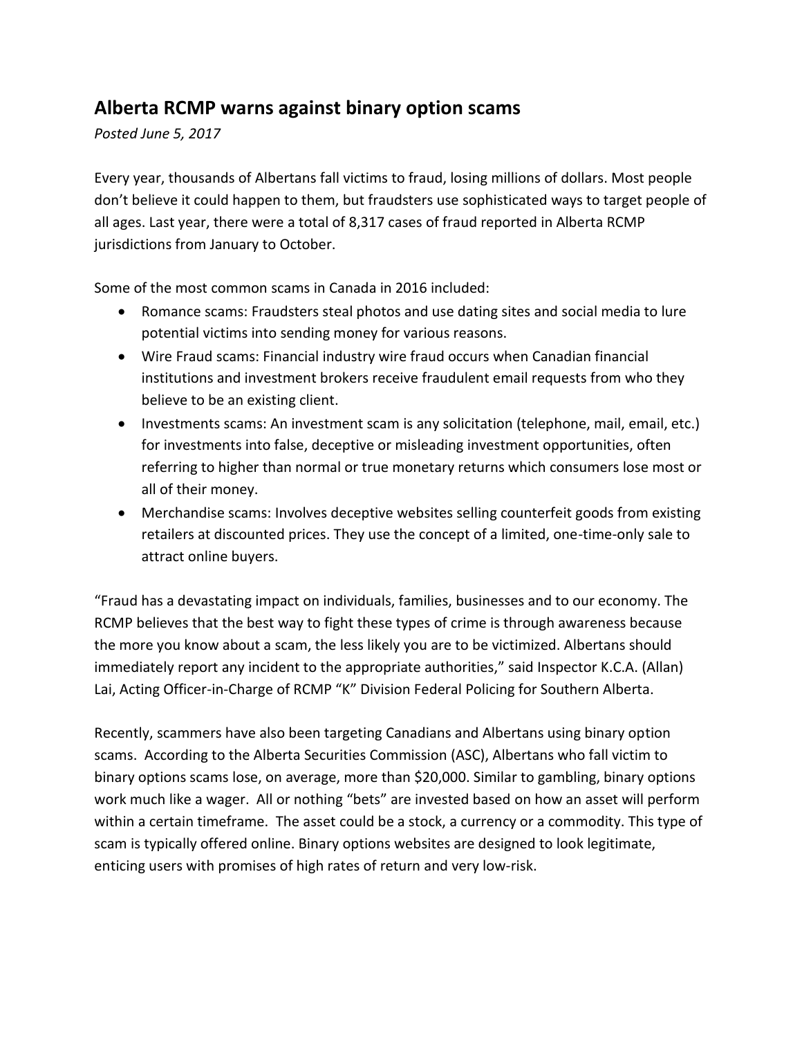## Alberta RCMP warns against binary option scams

*Posted June 5, 2017*

Every year, thousands of Albertans fall victims to fraud, losing millions of dollars. Most people don't believe it could happen to them, but fraudsters use sophisticated ways to target people of all ages. Last year, there were a total of 8,317 cases of fraud reported in Alberta RCMP jurisdictions from January to October.

Some of the most common scams in Canada in 2016 included:

- Romance scams: Fraudsters steal photos and use dating sites and social media to lure potential victims into sending money for various reasons.
- Wire Fraud scams: Financial industry wire fraud occurs when Canadian financial institutions and investment brokers receive fraudulent email requests from who they believe to be an existing client.
- Investments scams: An investment scam is any solicitation (telephone, mail, email, etc.) for investments into false, deceptive or misleading investment opportunities, often referring to higher than normal or true monetary returns which consumers lose most or all of their money.
- Merchandise scams: Involves deceptive websites selling counterfeit goods from existing retailers at discounted prices. They use the concept of a limited, one-time-only sale to attract online buyers.

"Fraud has a devastating impact on individuals, families, businesses and to our economy. The RCMP believes that the best way to fight these types of crime is through awareness because the more you know about a scam, the less likely you are to be victimized. Albertans should immediately report any incident to the appropriate authorities," said Inspector K.C.A. (Allan) Lai, Acting Officer-in-Charge of RCMP "K" Division Federal Policing for Southern Alberta.

Recently, scammers have also been targeting Canadians and Albertans using binary option scams. According to the Alberta Securities Commission (ASC), Albertans who fall victim to binary options scams lose, on average, more than $20,000. Similar to gambling, binary options work much like a wager. All or nothing "bets" are invested based on how an asset will perform within a certain timeframe. The asset could be a stock, a currency or a commodity. This type of scam is typically offered online. Binary options websites are designed to look legitimate, enticing users with promises of high rates of return and very low-risk.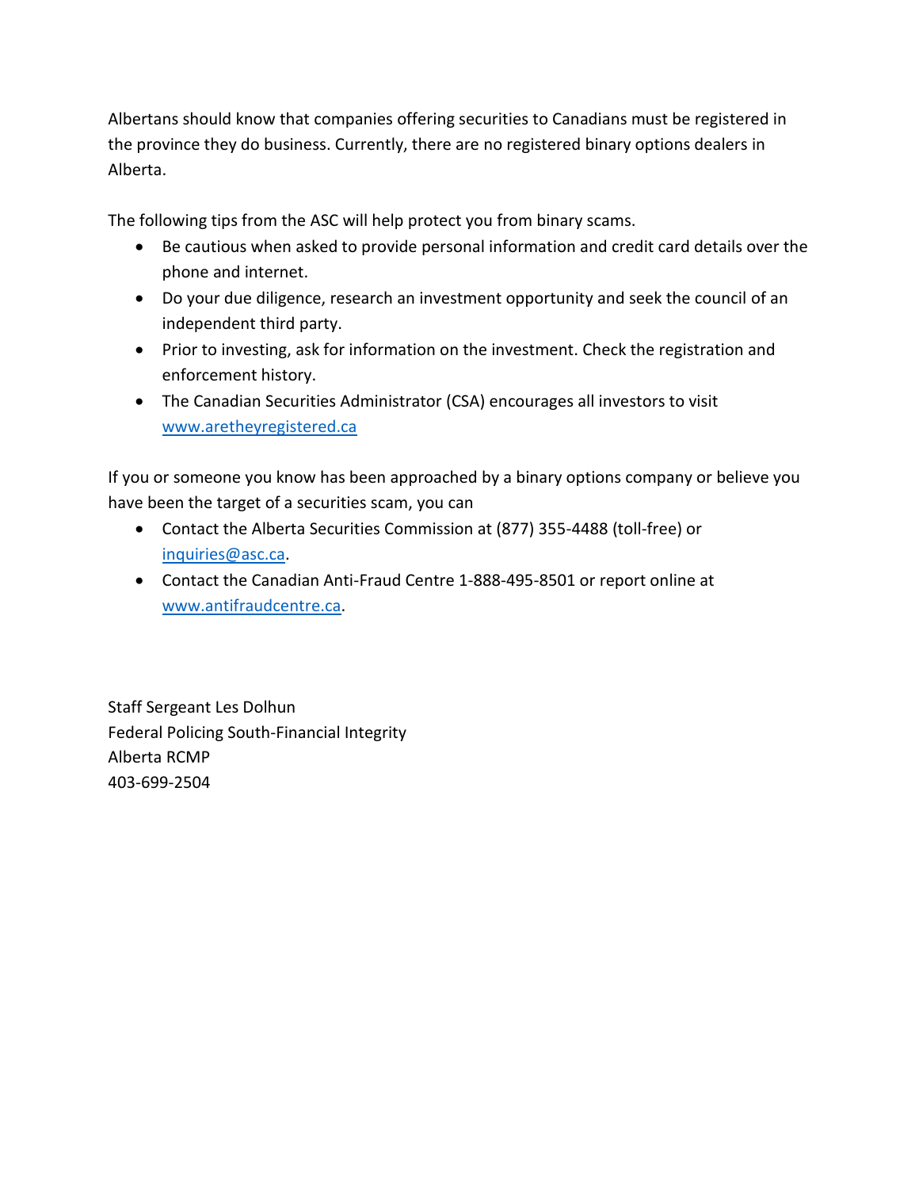Albertans should know that companies offering securities to Canadians must be registered in the province they do business. Currently, there are no registered binary options dealers in Alberta.

The following tips from the ASC will help protect you from binary scams.

- Be cautious when asked to provide personal information and credit card details over the phone and internet.
- Do your due diligence, research an investment opportunity and seek the council of an independent third party.
- Prior to investing, ask for information on the investment. Check the registration and enforcement history.
- The Canadian Securities Administrator (CSA) encourages all investors to visit [www.aretheyregistered.ca](http://www.aretheyregistered.ca)

If you or someone you know has been approached by a binary options company or believe you have been the target of a securities scam, you can

- Contact the Alberta Securities Commission at (877) 355-4488 (toll-free) or [inquiries@asc.ca](mailto:inquiries@asc.ca).
- Contact the Canadian Anti-Fraud Centre 1-888-495-8501 or report online at [www.antifraudcentre.ca](http://www.antifraudcentre.ca).

Staff Sergeant Les Dolhun
Federal Policing South-Financial Integrity
Alberta RCMP
403-699-2504